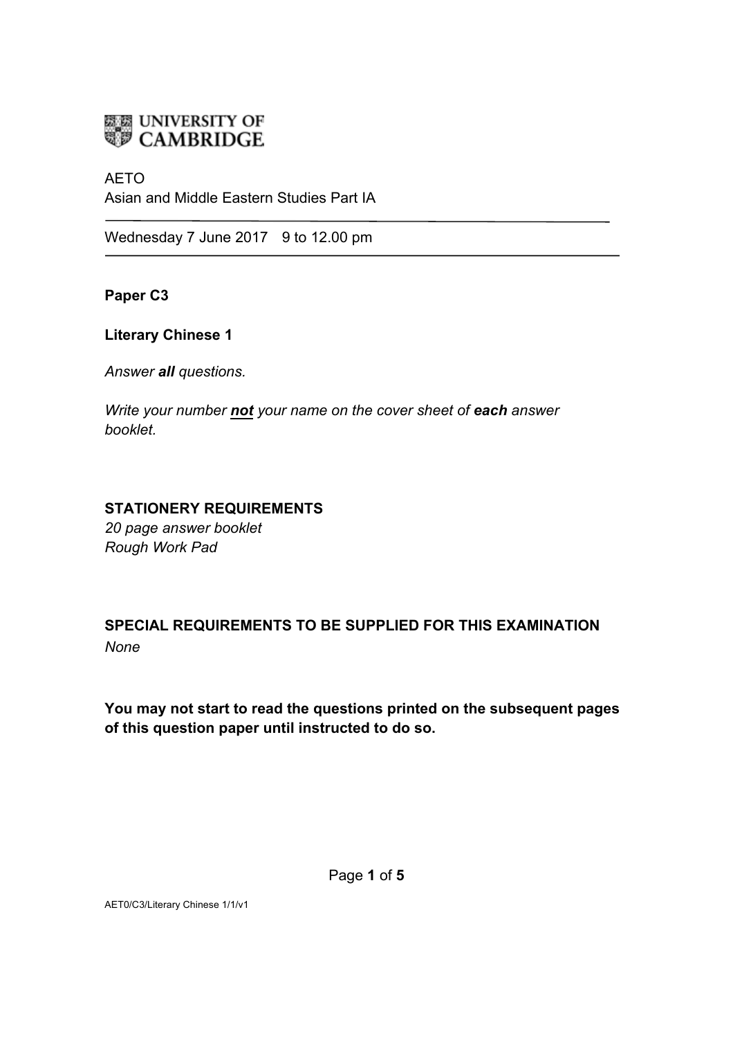UNIVERSITY OF CAMBRIDGE

AETO
Asian and Middle Eastern Studies Part IA

---

Wednesday 7 June 2017 9 to 12.00 pm

---

**Paper C3**

**Literary Chinese 1**

*Answer **all** questions.*

*Write your number **not** your name on the cover sheet of **each** answer booklet.*

**STATIONERY REQUIREMENTS**
*20 page answer booklet*
*Rough Work Pad*

**SPECIAL REQUIREMENTS TO BE SUPPLIED FOR THIS EXAMINATION**
*None*

**You may not start to read the questions printed on the subsequent pages of this question paper until instructed to do so.**

AET0/C3/Literary Chinese 1/1/v1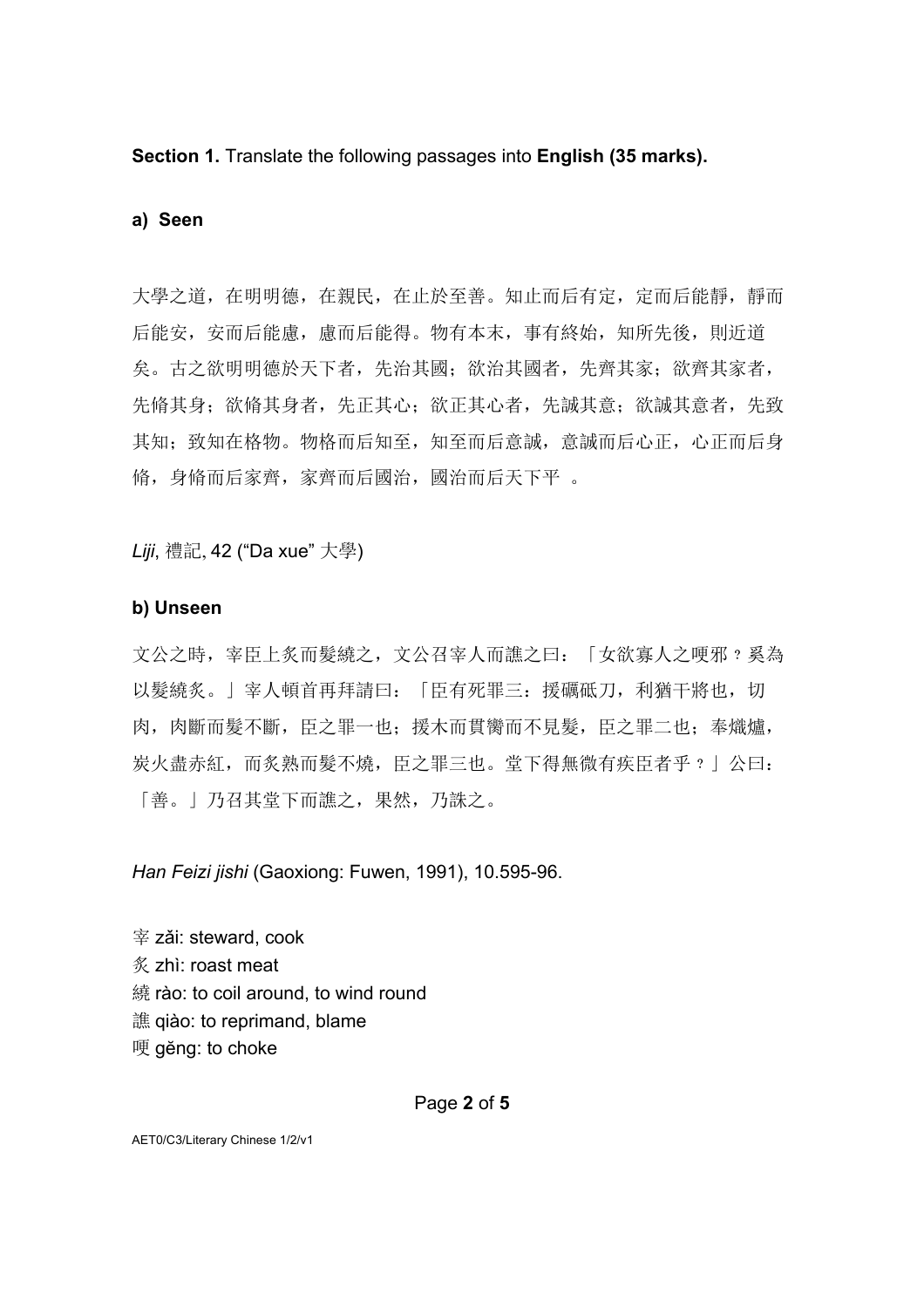**Section 1.** Translate the following passages into **English (35 marks).**

**a) Seen**

大學之道，在明明德，在親民，在止於至善。知止而后有定，定而后能靜，靜而后能安，安而后能慮，慮而后能得。物有本末，事有終始，知所先後，則近道矣。古之欲明明德於天下者，先治其國；欲治其國者，先齊其家；欲齊其家者，先脩其身；欲脩其身者，先正其心；欲正其心者，先誠其意；欲誠其意者，先致其知；致知在格物。物格而后知至，知至而后意誠，意誠而后心正，心正而后身脩，身脩而后家齊，家齊而后國治，國治而后天下平 。

*Liji*, 禮記, 42 (“Da xue” 大學)

**b) Unseen**

文公之時，宰臣上炙而髮繞之，文公召宰人而譙之曰：「女欲寡人之哽邪？奚為以髮繞炙。」宰人頓首再拜請曰：「臣有死罪三：援礪砥刀，利猶干將也，切肉，肉斷而髮不斷，臣之罪一也；援木而貫臠而不見髮，臣之罪二也；奉熾爐，炭火盡赤紅，而炙熟而髮不燒，臣之罪三也。堂下得無微有疾臣者乎？」公曰：「善。」乃召其堂下而譙之，果然，乃誅之。

*Han Feizi jishi* (Gaoxiong: Fuwen, 1991), 10.595-96.

宰 zǎi: steward, cook
炙 zhì: roast meat
繞 rào: to coil around, to wind round
譙 qiào: to reprimand, blame
哽 gěng: to choke

AET0/C3/Literary Chinese 1/2/v1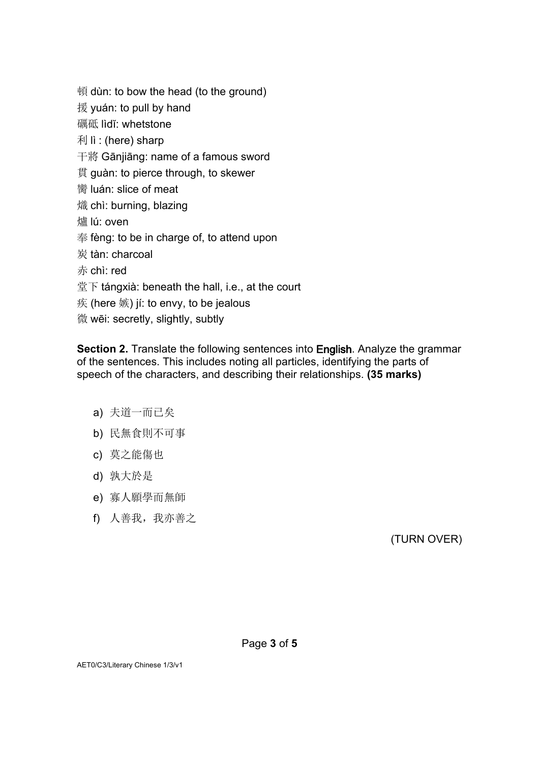頓 dùn: to bow the head (to the ground)
援 yuán: to pull by hand
礪砥 lìdǐ: whetstone
利 lì : (here) sharp
干將 Gānjiāng: name of a famous sword
貫 guàn: to pierce through, to skewer
臠 luán: slice of meat
熾 chì: burning, blazing
爐 lú: oven
奉 fèng: to be in charge of, to attend upon
炭 tàn: charcoal
赤 chì: red
堂下 tángxià: beneath the hall, i.e., at the court
疾 (here 嫉) jí: to envy, to be jealous
微 wēi: secretly, slightly, subtly

**Section 2.** Translate the following sentences into English. Analyze the grammar of the sentences. This includes noting all particles, identifying the parts of speech of the characters, and describing their relationships. **(35 marks)**

a) 夫道一而已矣
b) 民無食則不可事
c) 莫之能傷也
d) 孰大於是
e) 寡人願學而無師
f) 人善我，我亦善之

(TURN OVER)

AET0/C3/Literary Chinese 1/3/v1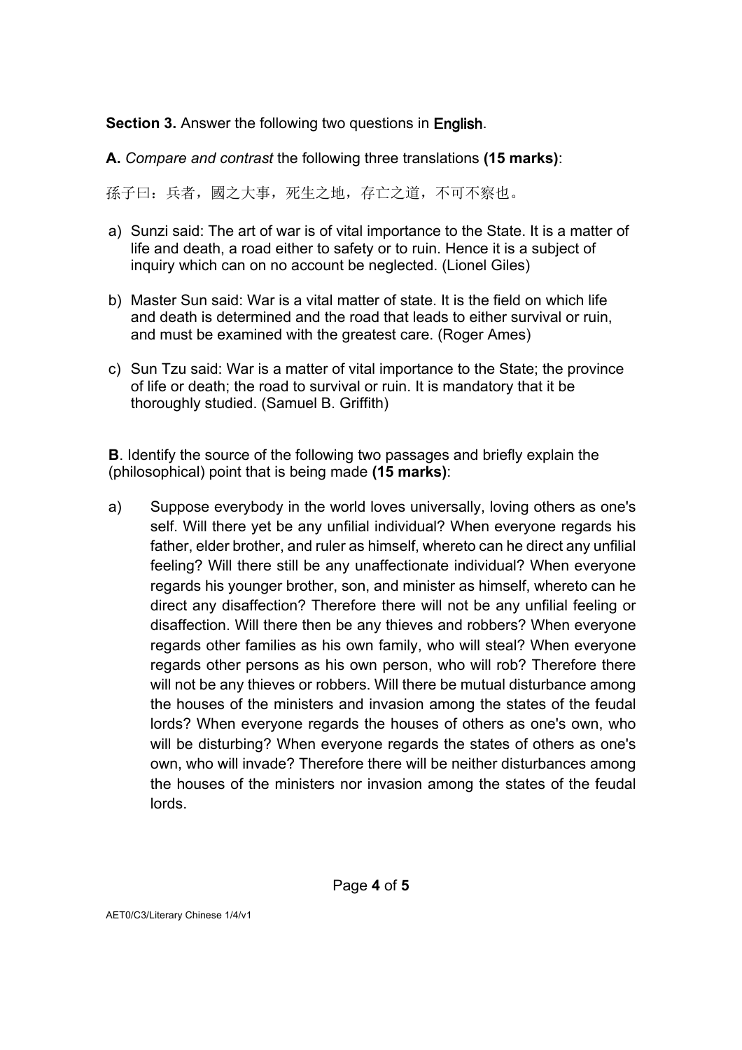**Section 3.** Answer the following two questions in English.

**A.** *Compare and contrast* the following three translations **(15 marks)**:

孫子曰：兵者，國之大事，死生之地，存亡之道，不可不察也。

a) Sunzi said: The art of war is of vital importance to the State. It is a matter of life and death, a road either to safety or to ruin. Hence it is a subject of inquiry which can on no account be neglected. (Lionel Giles)

b) Master Sun said: War is a vital matter of state. It is the field on which life and death is determined and the road that leads to either survival or ruin, and must be examined with the greatest care. (Roger Ames)

c) Sun Tzu said: War is a matter of vital importance to the State; the province of life or death; the road to survival or ruin. It is mandatory that it be thoroughly studied. (Samuel B. Griffith)

**B**. Identify the source of the following two passages and briefly explain the (philosophical) point that is being made **(15 marks)**:

a) Suppose everybody in the world loves universally, loving others as one's self. Will there yet be any unfilial individual? When everyone regards his father, elder brother, and ruler as himself, whereto can he direct any unfilial feeling? Will there still be any unaffectionate individual? When everyone regards his younger brother, son, and minister as himself, whereto can he direct any disaffection? Therefore there will not be any unfilial feeling or disaffection. Will there then be any thieves and robbers? When everyone regards other families as his own family, who will steal? When everyone regards other persons as his own person, who will rob? Therefore there will not be any thieves or robbers. Will there be mutual disturbance among the houses of the ministers and invasion among the states of the feudal lords? When everyone regards the houses of others as one's own, who will be disturbing? When everyone regards the states of others as one's own, who will invade? Therefore there will be neither disturbances among the houses of the ministers nor invasion among the states of the feudal lords.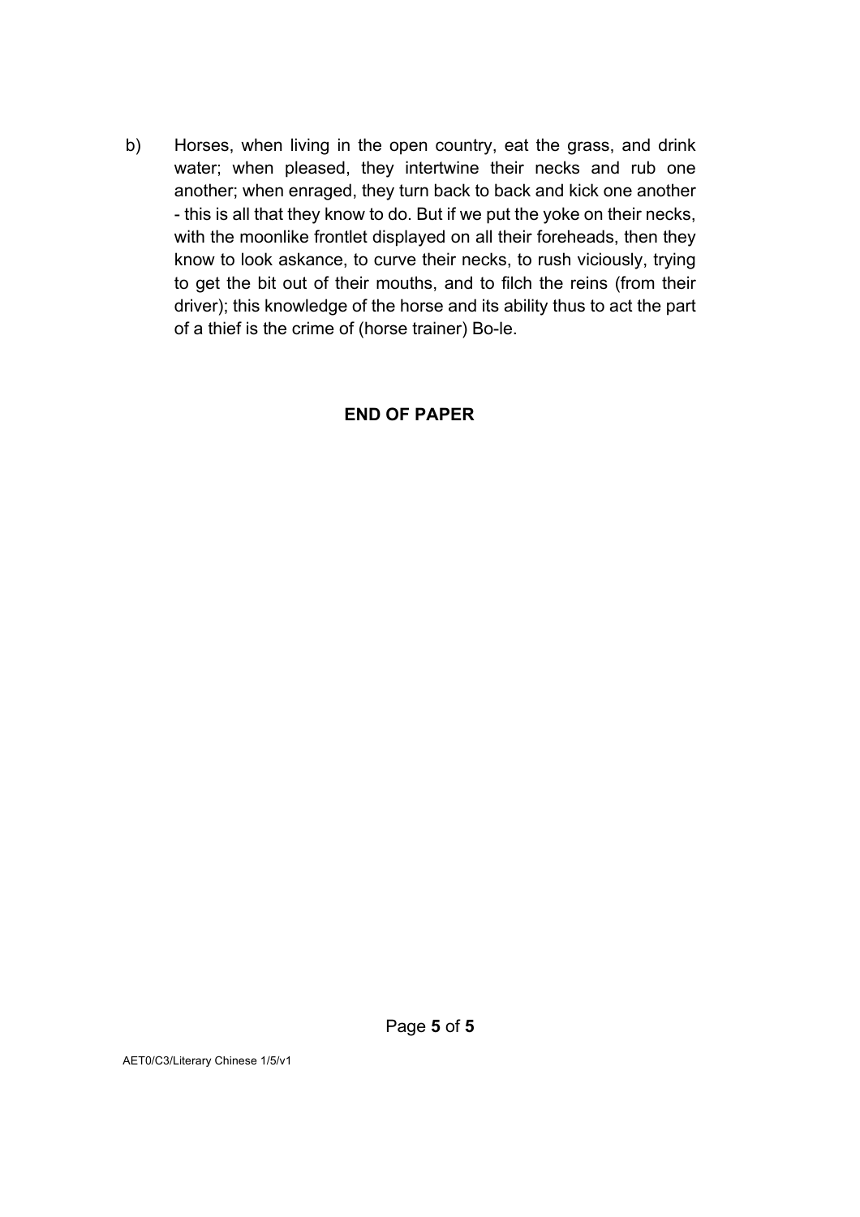b) Horses, when living in the open country, eat the grass, and drink water; when pleased, they intertwine their necks and rub one another; when enraged, they turn back to back and kick one another - this is all that they know to do. But if we put the yoke on their necks, with the moonlike frontlet displayed on all their foreheads, then they know to look askance, to curve their necks, to rush viciously, trying to get the bit out of their mouths, and to filch the reins (from their driver); this knowledge of the horse and its ability thus to act the part of a thief is the crime of (horse trainer) Bo-le.

**END OF PAPER**